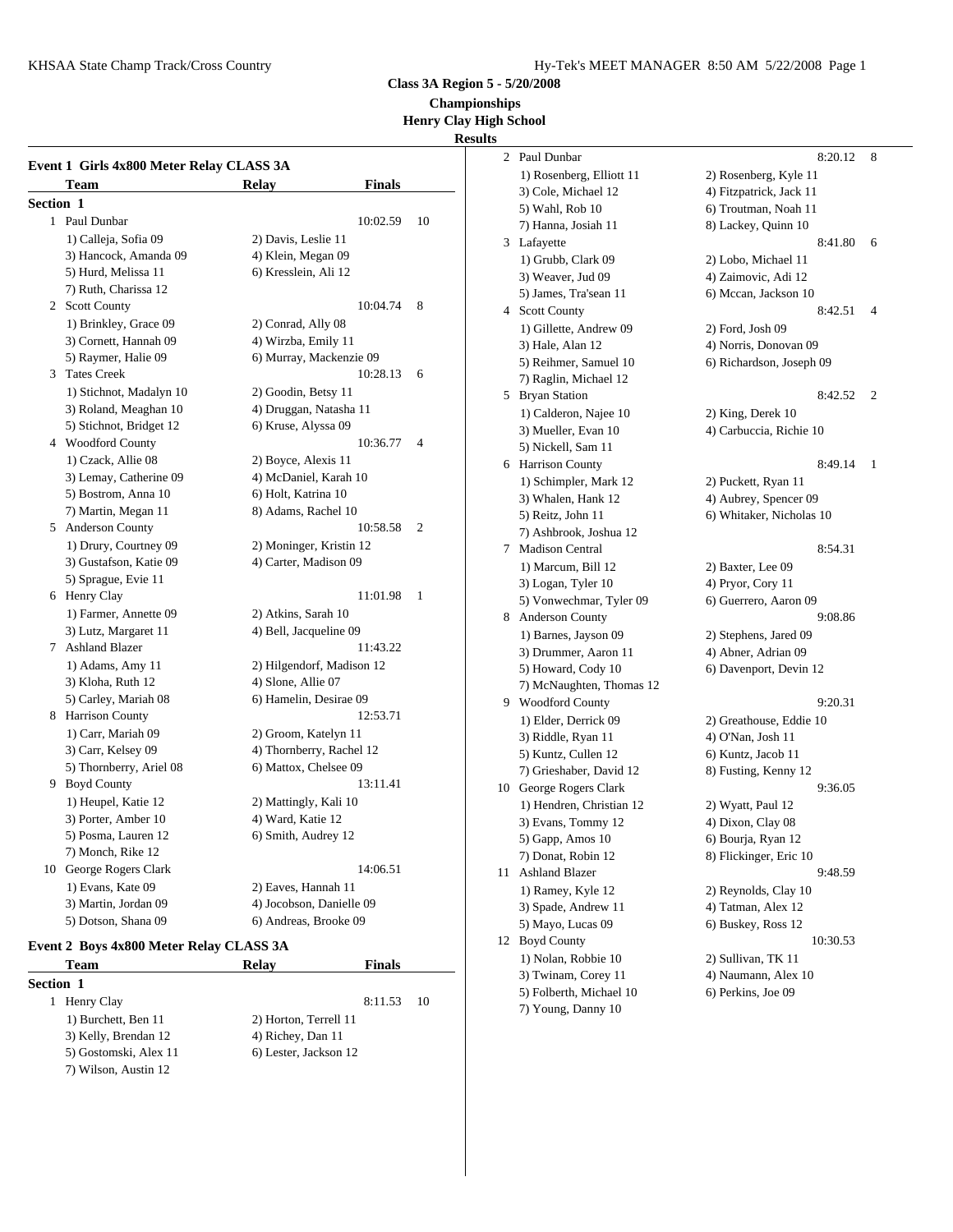**Class 3A Region 5 - 5/20/2008**
**Championships**
**Henry Clay High School**
**Results**

### Event 1 Girls 4x800 Meter Relay CLASS 3A

| | Team | Relay | Finals | |
|---|---|---|---|---|
| **Section 1** | | | | |
| 1 | Paul Dunbar | | 10:02.59 | 10 |
| | 1) Calleja, Sofia 09 | 2) Davis, Leslie 11 | | |
| | 3) Hancock, Amanda 09 | 4) Klein, Megan 09 | | |
| | 5) Hurd, Melissa 11 | 6) Kresslein, Ali 12 | | |
| | 7) Ruth, Charissa 12 | | | |
| 2 | Scott County | | 10:04.74 | 8 |
| | 1) Brinkley, Grace 09 | 2) Conrad, Ally 08 | | |
| | 3) Cornett, Hannah 09 | 4) Wirzba, Emily 11 | | |
| | 5) Raymer, Halie 09 | 6) Murray, Mackenzie 09 | | |
| 3 | Tates Creek | | 10:28.13 | 6 |
| | 1) Stichnot, Madalyn 10 | 2) Goodin, Betsy 11 | | |
| | 3) Roland, Meaghan 10 | 4) Druggan, Natasha 11 | | |
| | 5) Stichnot, Bridget 12 | 6) Kruse, Alyssa 09 | | |
| 4 | Woodford County | | 10:36.77 | 4 |
| | 1) Czack, Allie 08 | 2) Boyce, Alexis 11 | | |
| | 3) Lemay, Catherine 09 | 4) McDaniel, Karah 10 | | |
| | 5) Bostrom, Anna 10 | 6) Holt, Katrina 10 | | |
| | 7) Martin, Megan 11 | 8) Adams, Rachel 10 | | |
| 5 | Anderson County | | 10:58.58 | 2 |
| | 1) Drury, Courtney 09 | 2) Moninger, Kristin 12 | | |
| | 3) Gustafson, Katie 09 | 4) Carter, Madison 09 | | |
| | 5) Sprague, Evie 11 | | | |
| 6 | Henry Clay | | 11:01.98 | 1 |
| | 1) Farmer, Annette 09 | 2) Atkins, Sarah 10 | | |
| | 3) Lutz, Margaret 11 | 4) Bell, Jacqueline 09 | | |
| 7 | Ashland Blazer | | 11:43.22 | |
| | 1) Adams, Amy 11 | 2) Hilgendorf, Madison 12 | | |
| | 3) Kloha, Ruth 12 | 4) Slone, Allie 07 | | |
| | 5) Carley, Mariah 08 | 6) Hamelin, Desirae 09 | | |
| 8 | Harrison County | | 12:53.71 | |
| | 1) Carr, Mariah 09 | 2) Groom, Katelyn 11 | | |
| | 3) Carr, Kelsey 09 | 4) Thornberry, Rachel 12 | | |
| | 5) Thornberry, Ariel 08 | 6) Mattox, Chelsee 09 | | |
| 9 | Boyd County | | 13:11.41 | |
| | 1) Heupel, Katie 12 | 2) Mattingly, Kali 10 | | |
| | 3) Porter, Amber 10 | 4) Ward, Katie 12 | | |
| | 5) Posma, Lauren 12 | 6) Smith, Audrey 12 | | |
| | 7) Monch, Rike 12 | | | |
| 10 | George Rogers Clark | | 14:06.51 | |
| | 1) Evans, Kate 09 | 2) Eaves, Hannah 11 | | |
| | 3) Martin, Jordan 09 | 4) Jocobson, Danielle 09 | | |
| | 5) Dotson, Shana 09 | 6) Andreas, Brooke 09 | | |

### Event 2 Boys 4x800 Meter Relay CLASS 3A

| | Team | Relay | Finals | |
|---|---|---|---|---|
| **Section 1** | | | | |
| 1 | Henry Clay | | 8:11.53 | 10 |
| | 1) Burchett, Ben 11 | 2) Horton, Terrell 11 | | |
| | 3) Kelly, Brendan 12 | 4) Richey, Dan 11 | | |
| | 5) Gostomski, Alex 11 | 6) Lester, Jackson 12 | | |
| | 7) Wilson, Austin 12 | | | |
| 2 | Paul Dunbar | | 8:20.12 | 8 |
| | 1) Rosenberg, Elliott 11 | 2) Rosenberg, Kyle 11 | | |
| | 3) Cole, Michael 12 | 4) Fitzpatrick, Jack 11 | | |
| | 5) Wahl, Rob 10 | 6) Troutman, Noah 11 | | |
| | 7) Hanna, Josiah 11 | 8) Lackey, Quinn 10 | | |
| 3 | Lafayette | | 8:41.80 | 6 |
| | 1) Grubb, Clark 09 | 2) Lobo, Michael 11 | | |
| | 3) Weaver, Jud 09 | 4) Zaimovic, Adi 12 | | |
| | 5) James, Tra'sean 11 | 6) Mccan, Jackson 10 | | |
| 4 | Scott County | | 8:42.51 | 4 |
| | 1) Gillette, Andrew 09 | 2) Ford, Josh 09 | | |
| | 3) Hale, Alan 12 | 4) Norris, Donovan 09 | | |
| | 5) Reihmer, Samuel 10 | 6) Richardson, Joseph 09 | | |
| | 7) Raglin, Michael 12 | | | |
| 5 | Bryan Station | | 8:42.52 | 2 |
| | 1) Calderon, Najee 10 | 2) King, Derek 10 | | |
| | 3) Mueller, Evan 10 | 4) Carbuccia, Richie 10 | | |
| | 5) Nickell, Sam 11 | | | |
| 6 | Harrison County | | 8:49.14 | 1 |
| | 1) Schimpler, Mark 12 | 2) Puckett, Ryan 11 | | |
| | 3) Whalen, Hank 12 | 4) Aubrey, Spencer 09 | | |
| | 5) Reitz, John 11 | 6) Whitaker, Nicholas 10 | | |
| | 7) Ashbrook, Joshua 12 | | | |
| 7 | Madison Central | | 8:54.31 | |
| | 1) Marcum, Bill 12 | 2) Baxter, Lee 09 | | |
| | 3) Logan, Tyler 10 | 4) Pryor, Cory 11 | | |
| | 5) Vonwechmar, Tyler 09 | 6) Guerrero, Aaron 09 | | |
| 8 | Anderson County | | 9:08.86 | |
| | 1) Barnes, Jayson 09 | 2) Stephens, Jared 09 | | |
| | 3) Drummer, Aaron 11 | 4) Abner, Adrian 09 | | |
| | 5) Howard, Cody 10 | 6) Davenport, Devin 12 | | |
| | 7) McNaughten, Thomas 12 | | | |
| 9 | Woodford County | | 9:20.31 | |
| | 1) Elder, Derrick 09 | 2) Greathouse, Eddie 10 | | |
| | 3) Riddle, Ryan 11 | 4) O'Nan, Josh 11 | | |
| | 5) Kuntz, Cullen 12 | 6) Kuntz, Jacob 11 | | |
| | 7) Grieshaber, David 12 | 8) Fusting, Kenny 12 | | |
| 10 | George Rogers Clark | | 9:36.05 | |
| | 1) Hendren, Christian 12 | 2) Wyatt, Paul 12 | | |
| | 3) Evans, Tommy 12 | 4) Dixon, Clay 08 | | |
| | 5) Gapp, Amos 10 | 6) Bourja, Ryan 12 | | |
| | 7) Donat, Robin 12 | 8) Flickinger, Eric 10 | | |
| 11 | Ashland Blazer | | 9:48.59 | |
| | 1) Ramey, Kyle 12 | 2) Reynolds, Clay 10 | | |
| | 3) Spade, Andrew 11 | 4) Tatman, Alex 12 | | |
| | 5) Mayo, Lucas 09 | 6) Buskey, Ross 12 | | |
| 12 | Boyd County | | 10:30.53 | |
| | 1) Nolan, Robbie 10 | 2) Sullivan, TK 11 | | |
| | 3) Twinam, Corey 11 | 4) Naumann, Alex 10 | | |
| | 5) Folberth, Michael 10 | 6) Perkins, Joe 09 | | |
| | 7) Young, Danny 10 | | | |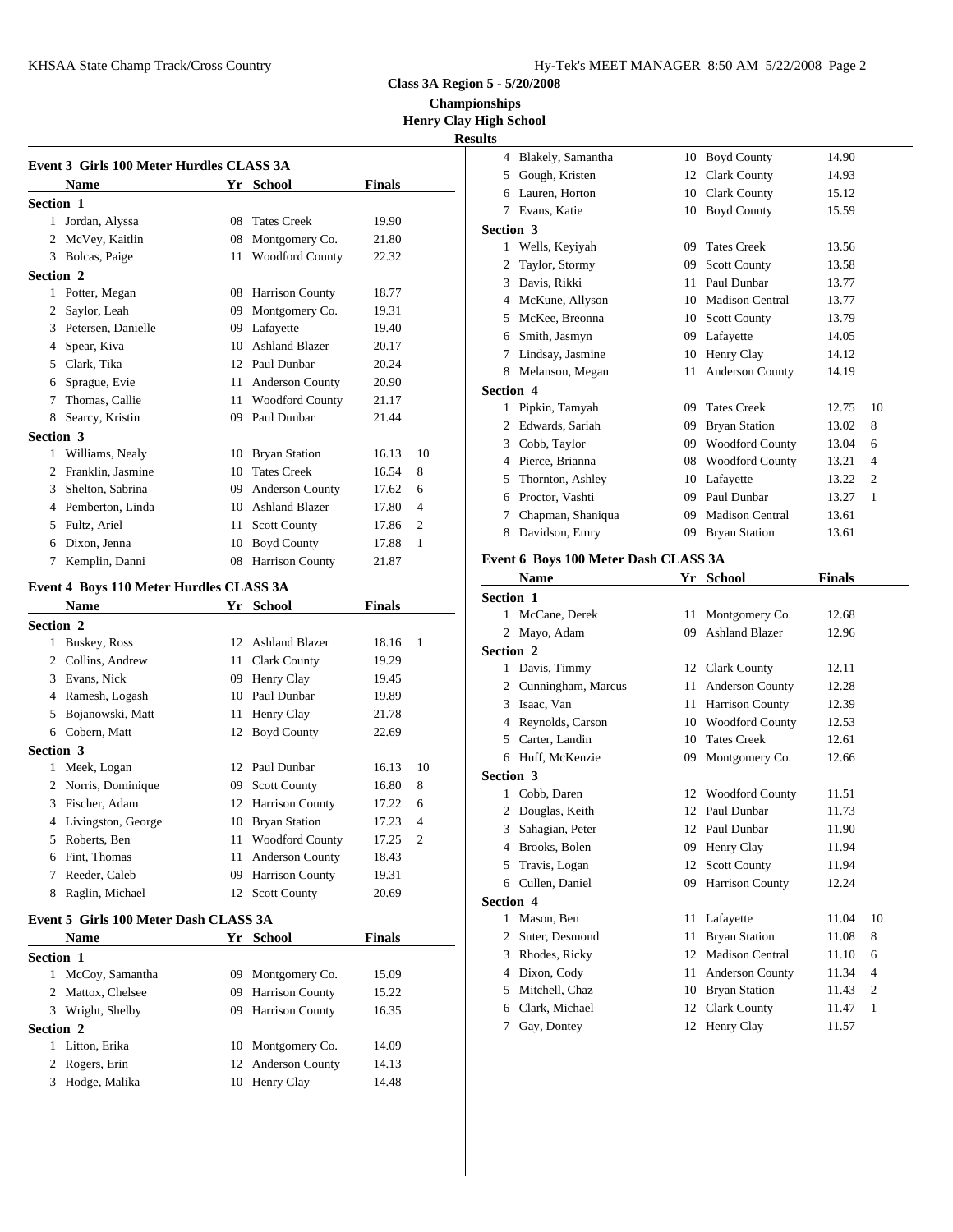**Class 3A Region 5 - 5/20/2008**

**Championships**

**Henry Clay High School**

**Results**

### Event 3 Girls 100 Meter Hurdles CLASS 3A

| | Name | Yr | School | Finals | |
|---|---|---|---|---|---|
| **Section 1** | | | | | |
| 1 | Jordan, Alyssa | 08 | Tates Creek | 19.90 | |
| 2 | McVey, Kaitlin | 08 | Montgomery Co. | 21.80 | |
| 3 | Bolcas, Paige | 11 | Woodford County | 22.32 | |
| **Section 2** | | | | | |
| 1 | Potter, Megan | 08 | Harrison County | 18.77 | |
| 2 | Saylor, Leah | 09 | Montgomery Co. | 19.31 | |
| 3 | Petersen, Danielle | 09 | Lafayette | 19.40 | |
| 4 | Spear, Kiva | 10 | Ashland Blazer | 20.17 | |
| 5 | Clark, Tika | 12 | Paul Dunbar | 20.24 | |
| 6 | Sprague, Evie | 11 | Anderson County | 20.90 | |
| 7 | Thomas, Callie | 11 | Woodford County | 21.17 | |
| 8 | Searcy, Kristin | 09 | Paul Dunbar | 21.44 | |
| **Section 3** | | | | | |
| 1 | Williams, Nealy | 10 | Bryan Station | 16.13 | 10 |
| 2 | Franklin, Jasmine | 10 | Tates Creek | 16.54 | 8 |
| 3 | Shelton, Sabrina | 09 | Anderson County | 17.62 | 6 |
| 4 | Pemberton, Linda | 10 | Ashland Blazer | 17.80 | 4 |
| 5 | Fultz, Ariel | 11 | Scott County | 17.86 | 2 |
| 6 | Dixon, Jenna | 10 | Boyd County | 17.88 | 1 |
| 7 | Kemplin, Danni | 08 | Harrison County | 21.87 | |

### Event 4 Boys 110 Meter Hurdles CLASS 3A

| | Name | Yr | School | Finals | |
|---|---|---|---|---|---|
| **Section 2** | | | | | |
| 1 | Buskey, Ross | 12 | Ashland Blazer | 18.16 | 1 |
| 2 | Collins, Andrew | 11 | Clark County | 19.29 | |
| 3 | Evans, Nick | 09 | Henry Clay | 19.45 | |
| 4 | Ramesh, Logash | 10 | Paul Dunbar | 19.89 | |
| 5 | Bojanowski, Matt | 11 | Henry Clay | 21.78 | |
| 6 | Cobern, Matt | 12 | Boyd County | 22.69 | |
| **Section 3** | | | | | |
| 1 | Meek, Logan | 12 | Paul Dunbar | 16.13 | 10 |
| 2 | Norris, Dominique | 09 | Scott County | 16.80 | 8 |
| 3 | Fischer, Adam | 12 | Harrison County | 17.22 | 6 |
| 4 | Livingston, George | 10 | Bryan Station | 17.23 | 4 |
| 5 | Roberts, Ben | 11 | Woodford County | 17.25 | 2 |
| 6 | Fint, Thomas | 11 | Anderson County | 18.43 | |
| 7 | Reeder, Caleb | 09 | Harrison County | 19.31 | |
| 8 | Raglin, Michael | 12 | Scott County | 20.69 | |

### Event 5 Girls 100 Meter Dash CLASS 3A

| | Name | Yr | School | Finals | |
|---|---|---|---|---|---|
| **Section 1** | | | | | |
| 1 | McCoy, Samantha | 09 | Montgomery Co. | 15.09 | |
| 2 | Mattox, Chelsee | 09 | Harrison County | 15.22 | |
| 3 | Wright, Shelby | 09 | Harrison County | 16.35 | |
| **Section 2** | | | | | |
| 1 | Litton, Erika | 10 | Montgomery Co. | 14.09 | |
| 2 | Rogers, Erin | 12 | Anderson County | 14.13 | |
| 3 | Hodge, Malika | 10 | Henry Clay | 14.48 | |
| 4 | Blakely, Samantha | 10 | Boyd County | 14.90 | |
| 5 | Gough, Kristen | 12 | Clark County | 14.93 | |
| 6 | Lauren, Horton | 10 | Clark County | 15.12 | |
| 7 | Evans, Katie | 10 | Boyd County | 15.59 | |
| **Section 3** | | | | | |
| 1 | Wells, Keyiyah | 09 | Tates Creek | 13.56 | |
| 2 | Taylor, Stormy | 09 | Scott County | 13.58 | |
| 3 | Davis, Rikki | 11 | Paul Dunbar | 13.77 | |
| 4 | McKune, Allyson | 10 | Madison Central | 13.77 | |
| 5 | McKee, Breonna | 10 | Scott County | 13.79 | |
| 6 | Smith, Jasmyn | 09 | Lafayette | 14.05 | |
| 7 | Lindsay, Jasmine | 10 | Henry Clay | 14.12 | |
| 8 | Melanson, Megan | 11 | Anderson County | 14.19 | |
| **Section 4** | | | | | |
| 1 | Pipkin, Tamyah | 09 | Tates Creek | 12.75 | 10 |
| 2 | Edwards, Sariah | 09 | Bryan Station | 13.02 | 8 |
| 3 | Cobb, Taylor | 09 | Woodford County | 13.04 | 6 |
| 4 | Pierce, Brianna | 08 | Woodford County | 13.21 | 4 |
| 5 | Thornton, Ashley | 10 | Lafayette | 13.22 | 2 |
| 6 | Proctor, Vashti | 09 | Paul Dunbar | 13.27 | 1 |
| 7 | Chapman, Shaniqua | 09 | Madison Central | 13.61 | |
| 8 | Davidson, Emry | 09 | Bryan Station | 13.61 | |

### Event 6 Boys 100 Meter Dash CLASS 3A

| | Name | Yr | School | Finals | |
|---|---|---|---|---|---|
| **Section 1** | | | | | |
| 1 | McCane, Derek | 11 | Montgomery Co. | 12.68 | |
| 2 | Mayo, Adam | 09 | Ashland Blazer | 12.96 | |
| **Section 2** | | | | | |
| 1 | Davis, Timmy | 12 | Clark County | 12.11 | |
| 2 | Cunningham, Marcus | 11 | Anderson County | 12.28 | |
| 3 | Isaac, Van | 11 | Harrison County | 12.39 | |
| 4 | Reynolds, Carson | 10 | Woodford County | 12.53 | |
| 5 | Carter, Landin | 10 | Tates Creek | 12.61 | |
| 6 | Huff, McKenzie | 09 | Montgomery Co. | 12.66 | |
| **Section 3** | | | | | |
| 1 | Cobb, Daren | 12 | Woodford County | 11.51 | |
| 2 | Douglas, Keith | 12 | Paul Dunbar | 11.73 | |
| 3 | Sahagian, Peter | 12 | Paul Dunbar | 11.90 | |
| 4 | Brooks, Bolen | 09 | Henry Clay | 11.94 | |
| 5 | Travis, Logan | 12 | Scott County | 11.94 | |
| 6 | Cullen, Daniel | 09 | Harrison County | 12.24 | |
| **Section 4** | | | | | |
| 1 | Mason, Ben | 11 | Lafayette | 11.04 | 10 |
| 2 | Suter, Desmond | 11 | Bryan Station | 11.08 | 8 |
| 3 | Rhodes, Ricky | 12 | Madison Central | 11.10 | 6 |
| 4 | Dixon, Cody | 11 | Anderson County | 11.34 | 4 |
| 5 | Mitchell, Chaz | 10 | Bryan Station | 11.43 | 2 |
| 6 | Clark, Michael | 12 | Clark County | 11.47 | 1 |
| 7 | Gay, Dontey | 12 | Henry Clay | 11.57 | |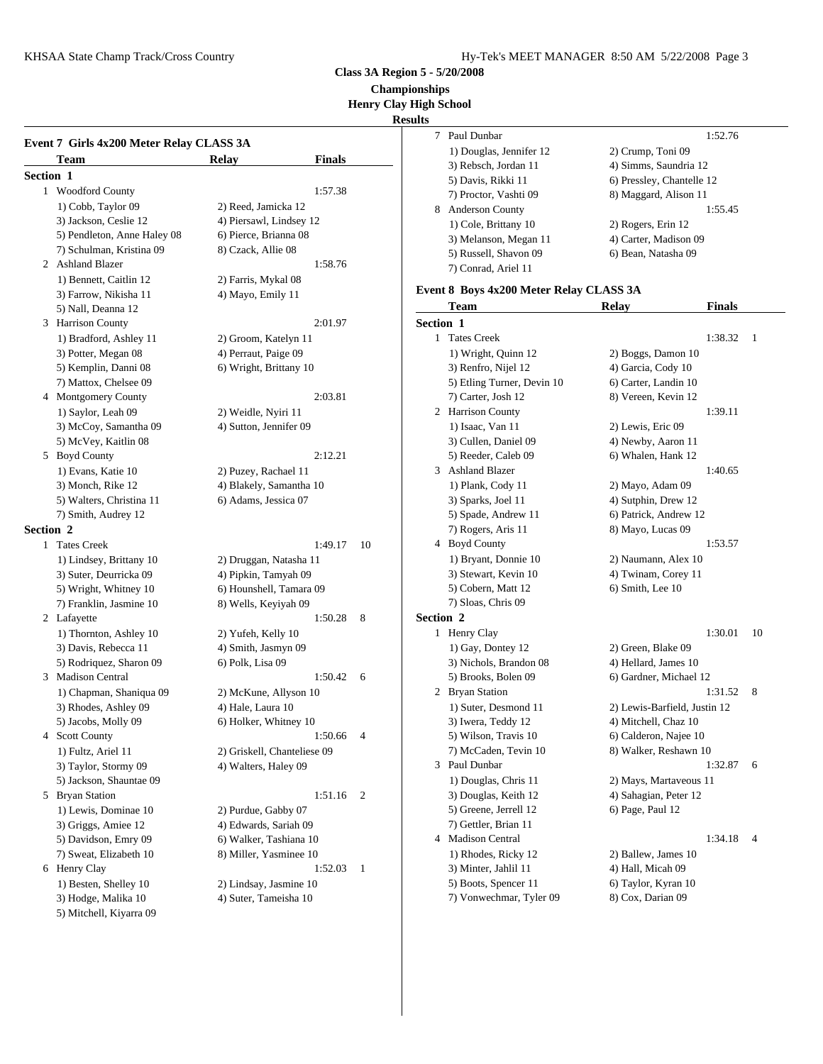**Class 3A Region 5 - 5/20/2008**

**Championships**

**Henry Clay High School**

**Results**

### Event 7 Girls 4x200 Meter Relay CLASS 3A

| | Team | Relay | Finals | |
|---|---|---|---|---|
| **Section 1** | | | | |
| 1 | Woodford County | | 1:57.38 | |
| | 1) Cobb, Taylor 09 | 2) Reed, Jamicka 12 | | |
| | 3) Jackson, Ceslie 12 | 4) Piersawl, Lindsey 12 | | |
| | 5) Pendleton, Anne Haley 08 | 6) Pierce, Brianna 08 | | |
| | 7) Schulman, Kristina 09 | 8) Czack, Allie 08 | | |
| 2 | Ashland Blazer | | 1:58.76 | |
| | 1) Bennett, Caitlin 12 | 2) Farris, Mykal 08 | | |
| | 3) Farrow, Nikisha 11 | 4) Mayo, Emily 11 | | |
| | 5) Nall, Deanna 12 | | | |
| 3 | Harrison County | | 2:01.97 | |
| | 1) Bradford, Ashley 11 | 2) Groom, Katelyn 11 | | |
| | 3) Potter, Megan 08 | 4) Perraut, Paige 09 | | |
| | 5) Kemplin, Danni 08 | 6) Wright, Brittany 10 | | |
| | 7) Mattox, Chelsee 09 | | | |
| 4 | Montgomery County | | 2:03.81 | |
| | 1) Saylor, Leah 09 | 2) Weidle, Nyiri 11 | | |
| | 3) McCoy, Samantha 09 | 4) Sutton, Jennifer 09 | | |
| | 5) McVey, Kaitlin 08 | | | |
| 5 | Boyd County | | 2:12.21 | |
| | 1) Evans, Katie 10 | 2) Puzey, Rachael 11 | | |
| | 3) Monch, Rike 12 | 4) Blakely, Samantha 10 | | |
| | 5) Walters, Christina 11 | 6) Adams, Jessica 07 | | |
| | 7) Smith, Audrey 12 | | | |
| **Section 2** | | | | |
| 1 | Tates Creek | | 1:49.17 | 10 |
| | 1) Lindsey, Brittany 10 | 2) Druggan, Natasha 11 | | |
| | 3) Suter, Deurricka 09 | 4) Pipkin, Tamyah 09 | | |
| | 5) Wright, Whitney 10 | 6) Hounshell, Tamara 09 | | |
| | 7) Franklin, Jasmine 10 | 8) Wells, Keyiyah 09 | | |
| 2 | Lafayette | | 1:50.28 | 8 |
| | 1) Thornton, Ashley 10 | 2) Yufeh, Kelly 10 | | |
| | 3) Davis, Rebecca 11 | 4) Smith, Jasmyn 09 | | |
| | 5) Rodriquez, Sharon 09 | 6) Polk, Lisa 09 | | |
| 3 | Madison Central | | 1:50.42 | 6 |
| | 1) Chapman, Shaniqua 09 | 2) McKune, Allyson 10 | | |
| | 3) Rhodes, Ashley 09 | 4) Hale, Laura 10 | | |
| | 5) Jacobs, Molly 09 | 6) Holker, Whitney 10 | | |
| 4 | Scott County | | 1:50.66 | 4 |
| | 1) Fultz, Ariel 11 | 2) Griskell, Chanteliese 09 | | |
| | 3) Taylor, Stormy 09 | 4) Walters, Haley 09 | | |
| | 5) Jackson, Shauntae 09 | | | |
| 5 | Bryan Station | | 1:51.16 | 2 |
| | 1) Lewis, Dominae 10 | 2) Purdue, Gabby 07 | | |
| | 3) Griggs, Amiee 12 | 4) Edwards, Sariah 09 | | |
| | 5) Davidson, Emry 09 | 6) Walker, Tashiana 10 | | |
| | 7) Sweat, Elizabeth 10 | 8) Miller, Yasminee 10 | | |
| 6 | Henry Clay | | 1:52.03 | 1 |
| | 1) Besten, Shelley 10 | 2) Lindsay, Jasmine 10 | | |
| | 3) Hodge, Malika 10 | 4) Suter, Tameisha 10 | | |
| | 5) Mitchell, Kiyarra 09 | | | |
| 7 | Paul Dunbar | | 1:52.76 | |
| | 1) Douglas, Jennifer 12 | 2) Crump, Toni 09 | | |
| | 3) Rebsch, Jordan 11 | 4) Simms, Saundria 12 | | |
| | 5) Davis, Rikki 11 | 6) Pressley, Chantelle 12 | | |
| | 7) Proctor, Vashti 09 | 8) Maggard, Alison 11 | | |
| 8 | Anderson County | | 1:55.45 | |
| | 1) Cole, Brittany 10 | 2) Rogers, Erin 12 | | |
| | 3) Melanson, Megan 11 | 4) Carter, Madison 09 | | |
| | 5) Russell, Shavon 09 | 6) Bean, Natasha 09 | | |
| | 7) Conrad, Ariel 11 | | | |

### Event 8 Boys 4x200 Meter Relay CLASS 3A

| | Team | Relay | Finals | |
|---|---|---|---|---|
| **Section 1** | | | | |
| 1 | Tates Creek | | 1:38.32 | 1 |
| | 1) Wright, Quinn 12 | 2) Boggs, Damon 10 | | |
| | 3) Renfro, Nijel 12 | 4) Garcia, Cody 10 | | |
| | 5) Etling Turner, Devin 10 | 6) Carter, Landin 10 | | |
| | 7) Carter, Josh 12 | 8) Vereen, Kevin 12 | | |
| 2 | Harrison County | | 1:39.11 | |
| | 1) Isaac, Van 11 | 2) Lewis, Eric 09 | | |
| | 3) Cullen, Daniel 09 | 4) Newby, Aaron 11 | | |
| | 5) Reeder, Caleb 09 | 6) Whalen, Hank 12 | | |
| 3 | Ashland Blazer | | 1:40.65 | |
| | 1) Plank, Cody 11 | 2) Mayo, Adam 09 | | |
| | 3) Sparks, Joel 11 | 4) Sutphin, Drew 12 | | |
| | 5) Spade, Andrew 11 | 6) Patrick, Andrew 12 | | |
| | 7) Rogers, Aris 11 | 8) Mayo, Lucas 09 | | |
| 4 | Boyd County | | 1:53.57 | |
| | 1) Bryant, Donnie 10 | 2) Naumann, Alex 10 | | |
| | 3) Stewart, Kevin 10 | 4) Twinam, Corey 11 | | |
| | 5) Cobern, Matt 12 | 6) Smith, Lee 10 | | |
| | 7) Sloas, Chris 09 | | | |
| **Section 2** | | | | |
| 1 | Henry Clay | | 1:30.01 | 10 |
| | 1) Gay, Dontey 12 | 2) Green, Blake 09 | | |
| | 3) Nichols, Brandon 08 | 4) Hellard, James 10 | | |
| | 5) Brooks, Bolen 09 | 6) Gardner, Michael 12 | | |
| 2 | Bryan Station | | 1:31.52 | 8 |
| | 1) Suter, Desmond 11 | 2) Lewis-Barfield, Justin 12 | | |
| | 3) Iwera, Teddy 12 | 4) Mitchell, Chaz 10 | | |
| | 5) Wilson, Travis 10 | 6) Calderon, Najee 10 | | |
| | 7) McCaden, Tevin 10 | 8) Walker, Reshawn 10 | | |
| 3 | Paul Dunbar | | 1:32.87 | 6 |
| | 1) Douglas, Chris 11 | 2) Mays, Martaveous 11 | | |
| | 3) Douglas, Keith 12 | 4) Sahagian, Peter 12 | | |
| | 5) Greene, Jerrell 12 | 6) Page, Paul 12 | | |
| | 7) Gettler, Brian 11 | | | |
| 4 | Madison Central | | 1:34.18 | 4 |
| | 1) Rhodes, Ricky 12 | 2) Ballew, James 10 | | |
| | 3) Minter, Jahlil 11 | 4) Hall, Micah 09 | | |
| | 5) Boots, Spencer 11 | 6) Taylor, Kyran 10 | | |
| | 7) Vonwechmar, Tyler 09 | 8) Cox, Darian 09 | | |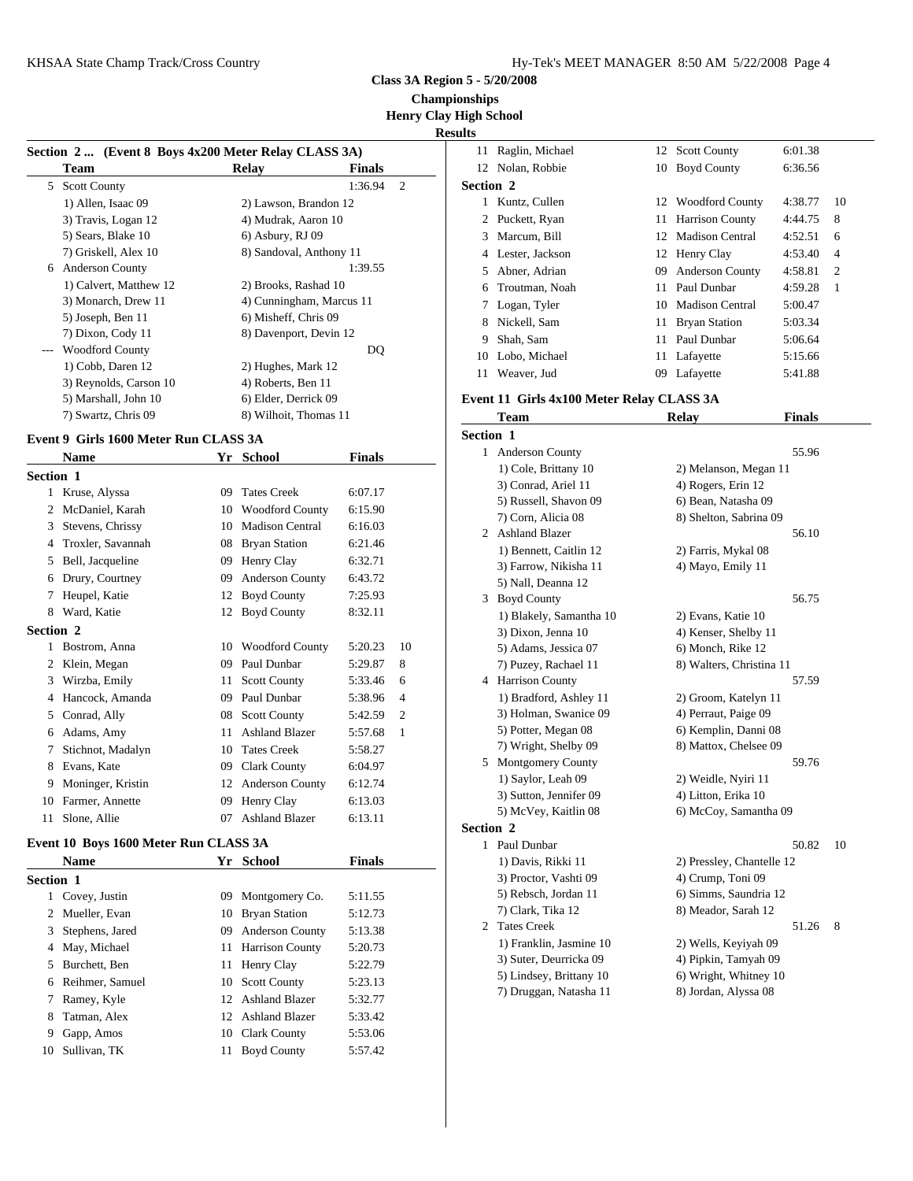**Class 3A Region 5 - 5/20/2008**

**Championships**

**Henry Clay High School**

**Results**

### Section 2 ... (Event 8 Boys 4x200 Meter Relay CLASS 3A)

| | Team | Relay | Finals | |
|---|---|---|---|---|
| 5 | Scott County | | 1:36.94 | 2 |
| | 1) Allen, Isaac 09 | 2) Lawson, Brandon 12 | | |
| | 3) Travis, Logan 12 | 4) Mudrak, Aaron 10 | | |
| | 5) Sears, Blake 10 | 6) Asbury, RJ 09 | | |
| | 7) Griskell, Alex 10 | 8) Sandoval, Anthony 11 | | |
| 6 | Anderson County | | 1:39.55 | |
| | 1) Calvert, Matthew 12 | 2) Brooks, Rashad 10 | | |
| | 3) Monarch, Drew 11 | 4) Cunningham, Marcus 11 | | |
| | 5) Joseph, Ben 11 | 6) Misheff, Chris 09 | | |
| | 7) Dixon, Cody 11 | 8) Davenport, Devin 12 | | |
| --- | Woodford County | | DQ | |
| | 1) Cobb, Daren 12 | 2) Hughes, Mark 12 | | |
| | 3) Reynolds, Carson 10 | 4) Roberts, Ben 11 | | |
| | 5) Marshall, John 10 | 6) Elder, Derrick 09 | | |
| | 7) Swartz, Chris 09 | 8) Wilhoit, Thomas 11 | | |

### Event 9 Girls 1600 Meter Run CLASS 3A

| | Name | Yr | School | Finals | |
|---|---|---|---|---|---|
| **Section 1** | | | | | |
| 1 | Kruse, Alyssa | 09 | Tates Creek | 6:07.17 | |
| 2 | McDaniel, Karah | 10 | Woodford County | 6:15.90 | |
| 3 | Stevens, Chrissy | 10 | Madison Central | 6:16.03 | |
| 4 | Troxler, Savannah | 08 | Bryan Station | 6:21.46 | |
| 5 | Bell, Jacqueline | 09 | Henry Clay | 6:32.71 | |
| 6 | Drury, Courtney | 09 | Anderson County | 6:43.72 | |
| 7 | Heupel, Katie | 12 | Boyd County | 7:25.93 | |
| 8 | Ward, Katie | 12 | Boyd County | 8:32.11 | |
| **Section 2** | | | | | |
| 1 | Bostrom, Anna | 10 | Woodford County | 5:20.23 | 10 |
| 2 | Klein, Megan | 09 | Paul Dunbar | 5:29.87 | 8 |
| 3 | Wirzba, Emily | 11 | Scott County | 5:33.46 | 6 |
| 4 | Hancock, Amanda | 09 | Paul Dunbar | 5:38.96 | 4 |
| 5 | Conrad, Ally | 08 | Scott County | 5:42.59 | 2 |
| 6 | Adams, Amy | 11 | Ashland Blazer | 5:57.68 | 1 |
| 7 | Stichnot, Madalyn | 10 | Tates Creek | 5:58.27 | |
| 8 | Evans, Kate | 09 | Clark County | 6:04.97 | |
| 9 | Moninger, Kristin | 12 | Anderson County | 6:12.74 | |
| 10 | Farmer, Annette | 09 | Henry Clay | 6:13.03 | |
| 11 | Slone, Allie | 07 | Ashland Blazer | 6:13.11 | |

### Event 10 Boys 1600 Meter Run CLASS 3A

| | Name | Yr | School | Finals | |
|---|---|---|---|---|---|
| **Section 1** | | | | | |
| 1 | Covey, Justin | 09 | Montgomery Co. | 5:11.55 | |
| 2 | Mueller, Evan | 10 | Bryan Station | 5:12.73 | |
| 3 | Stephens, Jared | 09 | Anderson County | 5:13.38 | |
| 4 | May, Michael | 11 | Harrison County | 5:20.73 | |
| 5 | Burchett, Ben | 11 | Henry Clay | 5:22.79 | |
| 6 | Reihmer, Samuel | 10 | Scott County | 5:23.13 | |
| 7 | Ramey, Kyle | 12 | Ashland Blazer | 5:32.77 | |
| 8 | Tatman, Alex | 12 | Ashland Blazer | 5:33.42 | |
| 9 | Gapp, Amos | 10 | Clark County | 5:53.06 | |
| 10 | Sullivan, TK | 11 | Boyd County | 5:57.42 | |
| 11 | Raglin, Michael | 12 | Scott County | 6:01.38 | |
| 12 | Nolan, Robbie | 10 | Boyd County | 6:36.56 | |
| **Section 2** | | | | | |
| 1 | Kuntz, Cullen | 12 | Woodford County | 4:38.77 | 10 |
| 2 | Puckett, Ryan | 11 | Harrison County | 4:44.75 | 8 |
| 3 | Marcum, Bill | 12 | Madison Central | 4:52.51 | 6 |
| 4 | Lester, Jackson | 12 | Henry Clay | 4:53.40 | 4 |
| 5 | Abner, Adrian | 09 | Anderson County | 4:58.81 | 2 |
| 6 | Troutman, Noah | 11 | Paul Dunbar | 4:59.28 | 1 |
| 7 | Logan, Tyler | 10 | Madison Central | 5:00.47 | |
| 8 | Nickell, Sam | 11 | Bryan Station | 5:03.34 | |
| 9 | Shah, Sam | 11 | Paul Dunbar | 5:06.64 | |
| 10 | Lobo, Michael | 11 | Lafayette | 5:15.66 | |
| 11 | Weaver, Jud | 09 | Lafayette | 5:41.88 | |

### Event 11 Girls 4x100 Meter Relay CLASS 3A

| | Team | Relay | Finals | |
|---|---|---|---|---|
| **Section 1** | | | | |
| 1 | Anderson County | | 55.96 | |
| | 1) Cole, Brittany 10 | 2) Melanson, Megan 11 | | |
| | 3) Conrad, Ariel 11 | 4) Rogers, Erin 12 | | |
| | 5) Russell, Shavon 09 | 6) Bean, Natasha 09 | | |
| | 7) Corn, Alicia 08 | 8) Shelton, Sabrina 09 | | |
| 2 | Ashland Blazer | | 56.10 | |
| | 1) Bennett, Caitlin 12 | 2) Farris, Mykal 08 | | |
| | 3) Farrow, Nikisha 11 | 4) Mayo, Emily 11 | | |
| | 5) Nall, Deanna 12 | | | |
| 3 | Boyd County | | 56.75 | |
| | 1) Blakely, Samantha 10 | 2) Evans, Katie 10 | | |
| | 3) Dixon, Jenna 10 | 4) Kenser, Shelby 11 | | |
| | 5) Adams, Jessica 07 | 6) Monch, Rike 12 | | |
| | 7) Puzey, Rachael 11 | 8) Walters, Christina 11 | | |
| 4 | Harrison County | | 57.59 | |
| | 1) Bradford, Ashley 11 | 2) Groom, Katelyn 11 | | |
| | 3) Holman, Swanice 09 | 4) Perraut, Paige 09 | | |
| | 5) Potter, Megan 08 | 6) Kemplin, Danni 08 | | |
| | 7) Wright, Shelby 09 | 8) Mattox, Chelsee 09 | | |
| 5 | Montgomery County | | 59.76 | |
| | 1) Saylor, Leah 09 | 2) Weidle, Nyiri 11 | | |
| | 3) Sutton, Jennifer 09 | 4) Litton, Erika 10 | | |
| | 5) McVey, Kaitlin 08 | 6) McCoy, Samantha 09 | | |
| **Section 2** | | | | |
| 1 | Paul Dunbar | | 50.82 | 10 |
| | 1) Davis, Rikki 11 | 2) Pressley, Chantelle 12 | | |
| | 3) Proctor, Vashti 09 | 4) Crump, Toni 09 | | |
| | 5) Rebsch, Jordan 11 | 6) Simms, Saundria 12 | | |
| | 7) Clark, Tika 12 | 8) Meador, Sarah 12 | | |
| 2 | Tates Creek | | 51.26 | 8 |
| | 1) Franklin, Jasmine 10 | 2) Wells, Keyiyah 09 | | |
| | 3) Suter, Deurricka 09 | 4) Pipkin, Tamyah 09 | | |
| | 5) Lindsey, Brittany 10 | 6) Wright, Whitney 10 | | |
| | 7) Druggan, Natasha 11 | 8) Jordan, Alyssa 08 | | |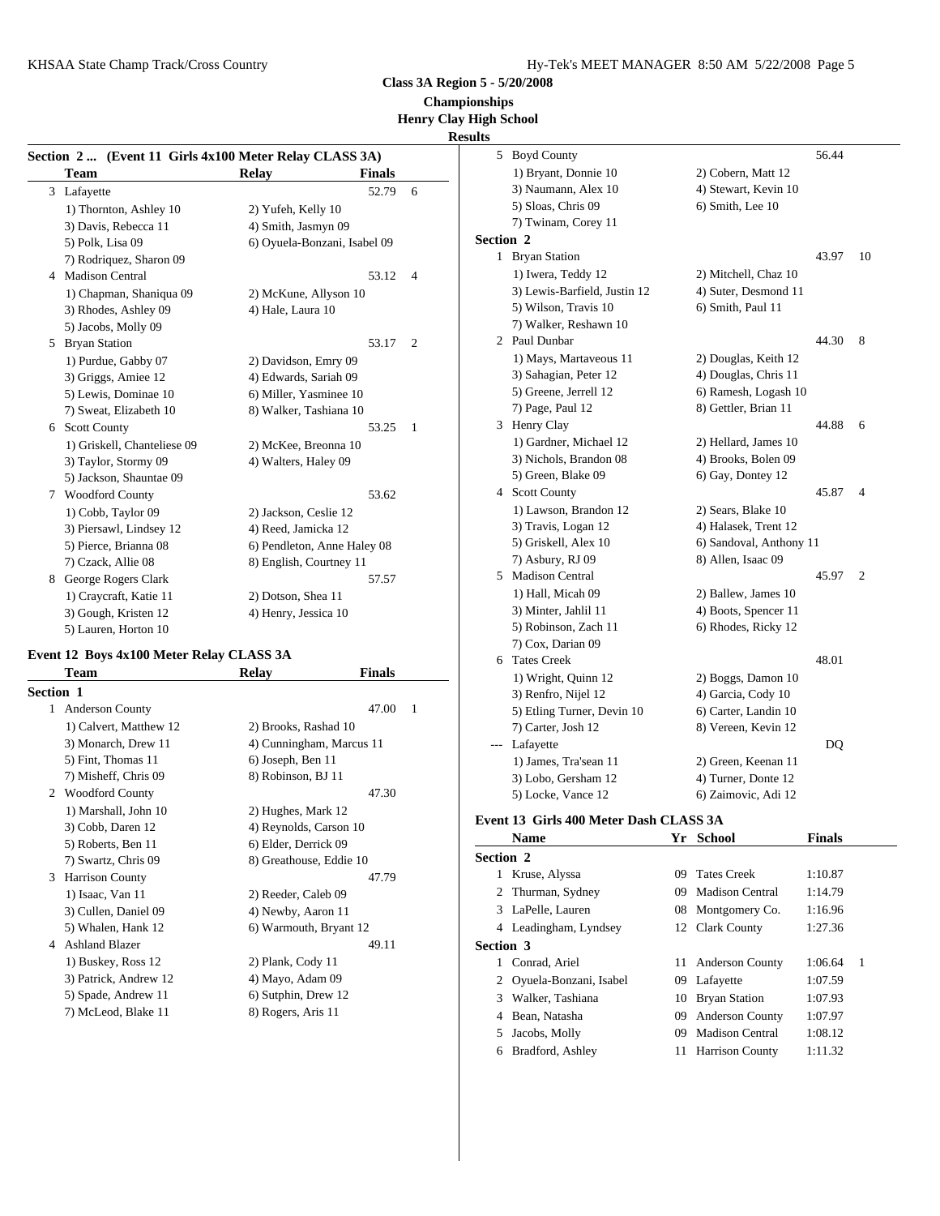**Class 3A Region 5 - 5/20/2008**

**Championships**

**Henry Clay High School**

**Results**

### Section 2 ... (Event 11 Girls 4x100 Meter Relay CLASS 3A)

| | Team | Relay | Finals | |
|---|---|---|---|---|
| 3 | Lafayette | | 52.79 | 6 |
| | 1) Thornton, Ashley 10 | 2) Yufeh, Kelly 10 | | |
| | 3) Davis, Rebecca 11 | 4) Smith, Jasmyn 09 | | |
| | 5) Polk, Lisa 09 | 6) Oyuela-Bonzani, Isabel 09 | | |
| | 7) Rodriquez, Sharon 09 | | | |
| 4 | Madison Central | | 53.12 | 4 |
| | 1) Chapman, Shaniqua 09 | 2) McKune, Allyson 10 | | |
| | 3) Rhodes, Ashley 09 | 4) Hale, Laura 10 | | |
| | 5) Jacobs, Molly 09 | | | |
| 5 | Bryan Station | | 53.17 | 2 |
| | 1) Purdue, Gabby 07 | 2) Davidson, Emry 09 | | |
| | 3) Griggs, Amiee 12 | 4) Edwards, Sariah 09 | | |
| | 5) Lewis, Dominae 10 | 6) Miller, Yasminee 10 | | |
| | 7) Sweat, Elizabeth 10 | 8) Walker, Tashiana 10 | | |
| 6 | Scott County | | 53.25 | 1 |
| | 1) Griskell, Chanteliese 09 | 2) McKee, Breonna 10 | | |
| | 3) Taylor, Stormy 09 | 4) Walters, Haley 09 | | |
| | 5) Jackson, Shauntae 09 | | | |
| 7 | Woodford County | | 53.62 | |
| | 1) Cobb, Taylor 09 | 2) Jackson, Ceslie 12 | | |
| | 3) Piersawl, Lindsey 12 | 4) Reed, Jamicka 12 | | |
| | 5) Pierce, Brianna 08 | 6) Pendleton, Anne Haley 08 | | |
| | 7) Czack, Allie 08 | 8) English, Courtney 11 | | |
| 8 | George Rogers Clark | | 57.57 | |
| | 1) Craycraft, Katie 11 | 2) Dotson, Shea 11 | | |
| | 3) Gough, Kristen 12 | 4) Henry, Jessica 10 | | |
| | 5) Lauren, Horton 10 | | | |

### Event 12 Boys 4x100 Meter Relay CLASS 3A

| | Team | Relay | Finals | |
|---|---|---|---|---|
| **Section 1** | | | | |
| 1 | Anderson County | | 47.00 | 1 |
| | 1) Calvert, Matthew 12 | 2) Brooks, Rashad 10 | | |
| | 3) Monarch, Drew 11 | 4) Cunningham, Marcus 11 | | |
| | 5) Fint, Thomas 11 | 6) Joseph, Ben 11 | | |
| | 7) Misheff, Chris 09 | 8) Robinson, BJ 11 | | |
| 2 | Woodford County | | 47.30 | |
| | 1) Marshall, John 10 | 2) Hughes, Mark 12 | | |
| | 3) Cobb, Daren 12 | 4) Reynolds, Carson 10 | | |
| | 5) Roberts, Ben 11 | 6) Elder, Derrick 09 | | |
| | 7) Swartz, Chris 09 | 8) Greathouse, Eddie 10 | | |
| 3 | Harrison County | | 47.79 | |
| | 1) Isaac, Van 11 | 2) Reeder, Caleb 09 | | |
| | 3) Cullen, Daniel 09 | 4) Newby, Aaron 11 | | |
| | 5) Whalen, Hank 12 | 6) Warmouth, Bryant 12 | | |
| 4 | Ashland Blazer | | 49.11 | |
| | 1) Buskey, Ross 12 | 2) Plank, Cody 11 | | |
| | 3) Patrick, Andrew 12 | 4) Mayo, Adam 09 | | |
| | 5) Spade, Andrew 11 | 6) Sutphin, Drew 12 | | |
| | 7) McLeod, Blake 11 | 8) Rogers, Aris 11 | | |
| 5 | Boyd County | | 56.44 | |
| | 1) Bryant, Donnie 10 | 2) Cobern, Matt 12 | | |
| | 3) Naumann, Alex 10 | 4) Stewart, Kevin 10 | | |
| | 5) Sloas, Chris 09 | 6) Smith, Lee 10 | | |
| | 7) Twinam, Corey 11 | | | |
| **Section 2** | | | | |
| 1 | Bryan Station | | 43.97 | 10 |
| | 1) Iwera, Teddy 12 | 2) Mitchell, Chaz 10 | | |
| | 3) Lewis-Barfield, Justin 12 | 4) Suter, Desmond 11 | | |
| | 5) Wilson, Travis 10 | 6) Smith, Paul 11 | | |
| | 7) Walker, Reshawn 10 | | | |
| 2 | Paul Dunbar | | 44.30 | 8 |
| | 1) Mays, Martaveous 11 | 2) Douglas, Keith 12 | | |
| | 3) Sahagian, Peter 12 | 4) Douglas, Chris 11 | | |
| | 5) Greene, Jerrell 12 | 6) Ramesh, Logash 10 | | |
| | 7) Page, Paul 12 | 8) Gettler, Brian 11 | | |
| 3 | Henry Clay | | 44.88 | 6 |
| | 1) Gardner, Michael 12 | 2) Hellard, James 10 | | |
| | 3) Nichols, Brandon 08 | 4) Brooks, Bolen 09 | | |
| | 5) Green, Blake 09 | 6) Gay, Dontey 12 | | |
| 4 | Scott County | | 45.87 | 4 |
| | 1) Lawson, Brandon 12 | 2) Sears, Blake 10 | | |
| | 3) Travis, Logan 12 | 4) Halasek, Trent 12 | | |
| | 5) Griskell, Alex 10 | 6) Sandoval, Anthony 11 | | |
| | 7) Asbury, RJ 09 | 8) Allen, Isaac 09 | | |
| 5 | Madison Central | | 45.97 | 2 |
| | 1) Hall, Micah 09 | 2) Ballew, James 10 | | |
| | 3) Minter, Jahlil 11 | 4) Boots, Spencer 11 | | |
| | 5) Robinson, Zach 11 | 6) Rhodes, Ricky 12 | | |
| | 7) Cox, Darian 09 | | | |
| 6 | Tates Creek | | 48.01 | |
| | 1) Wright, Quinn 12 | 2) Boggs, Damon 10 | | |
| | 3) Renfro, Nijel 12 | 4) Garcia, Cody 10 | | |
| | 5) Etling Turner, Devin 10 | 6) Carter, Landin 10 | | |
| | 7) Carter, Josh 12 | 8) Vereen, Kevin 12 | | |
| --- | Lafayette | | DQ | |
| | 1) James, Tra'sean 11 | 2) Green, Keenan 11 | | |
| | 3) Lobo, Gersham 12 | 4) Turner, Donte 12 | | |
| | 5) Locke, Vance 12 | 6) Zaimovic, Adi 12 | | |

### Event 13 Girls 400 Meter Dash CLASS 3A

| | Name | Yr | School | Finals | |
|---|---|---|---|---|---|
| **Section 2** | | | | | |
| 1 | Kruse, Alyssa | 09 | Tates Creek | 1:10.87 | |
| 2 | Thurman, Sydney | 09 | Madison Central | 1:14.79 | |
| 3 | LaPelle, Lauren | 08 | Montgomery Co. | 1:16.96 | |
| 4 | Leadingham, Lyndsey | 12 | Clark County | 1:27.36 | |
| **Section 3** | | | | | |
| 1 | Conrad, Ariel | 11 | Anderson County | 1:06.64 | 1 |
| 2 | Oyuela-Bonzani, Isabel | 09 | Lafayette | 1:07.59 | |
| 3 | Walker, Tashiana | 10 | Bryan Station | 1:07.93 | |
| 4 | Bean, Natasha | 09 | Anderson County | 1:07.97 | |
| 5 | Jacobs, Molly | 09 | Madison Central | 1:08.12 | |
| 6 | Bradford, Ashley | 11 | Harrison County | 1:11.32 | |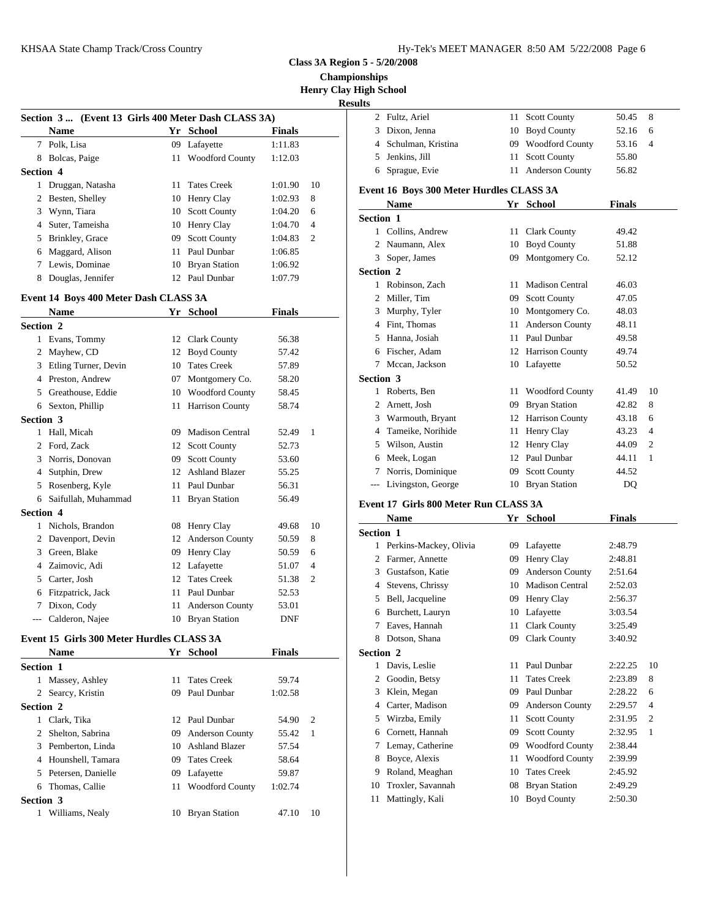**Class 3A Region 5 - 5/20/2008**

**Championships**

**Henry Clay High School**

**Results**

### Section 3 ... (Event 13 Girls 400 Meter Dash CLASS 3A)

| | Name | Yr | School | Finals | |
|---|---|---|---|---|---|
| 7 | Polk, Lisa | 09 | Lafayette | 1:11.83 | |
| 8 | Bolcas, Paige | 11 | Woodford County | 1:12.03 | |
| **Section 4** | | | | | |
| 1 | Druggan, Natasha | 11 | Tates Creek | 1:01.90 | 10 |
| 2 | Besten, Shelley | 10 | Henry Clay | 1:02.93 | 8 |
| 3 | Wynn, Tiara | 10 | Scott County | 1:04.20 | 6 |
| 4 | Suter, Tameisha | 10 | Henry Clay | 1:04.70 | 4 |
| 5 | Brinkley, Grace | 09 | Scott County | 1:04.83 | 2 |
| 6 | Maggard, Alison | 11 | Paul Dunbar | 1:06.85 | |
| 7 | Lewis, Dominae | 10 | Bryan Station | 1:06.92 | |
| 8 | Douglas, Jennifer | 12 | Paul Dunbar | 1:07.79 | |

### Event 14 Boys 400 Meter Dash CLASS 3A

| | Name | Yr | School | Finals | |
|---|---|---|---|---|---|
| **Section 2** | | | | | |
| 1 | Evans, Tommy | 12 | Clark County | 56.38 | |
| 2 | Mayhew, CD | 12 | Boyd County | 57.42 | |
| 3 | Etling Turner, Devin | 10 | Tates Creek | 57.89 | |
| 4 | Preston, Andrew | 07 | Montgomery Co. | 58.20 | |
| 5 | Greathouse, Eddie | 10 | Woodford County | 58.45 | |
| 6 | Sexton, Phillip | 11 | Harrison County | 58.74 | |
| **Section 3** | | | | | |
| 1 | Hall, Micah | 09 | Madison Central | 52.49 | 1 |
| 2 | Ford, Zack | 12 | Scott County | 52.73 | |
| 3 | Norris, Donovan | 09 | Scott County | 53.60 | |
| 4 | Sutphin, Drew | 12 | Ashland Blazer | 55.25 | |
| 5 | Rosenberg, Kyle | 11 | Paul Dunbar | 56.31 | |
| 6 | Saifullah, Muhammad | 11 | Bryan Station | 56.49 | |
| **Section 4** | | | | | |
| 1 | Nichols, Brandon | 08 | Henry Clay | 49.68 | 10 |
| 2 | Davenport, Devin | 12 | Anderson County | 50.59 | 8 |
| 3 | Green, Blake | 09 | Henry Clay | 50.59 | 6 |
| 4 | Zaimovic, Adi | 12 | Lafayette | 51.07 | 4 |
| 5 | Carter, Josh | 12 | Tates Creek | 51.38 | 2 |
| 6 | Fitzpatrick, Jack | 11 | Paul Dunbar | 52.53 | |
| 7 | Dixon, Cody | 11 | Anderson County | 53.01 | |
| --- | Calderon, Najee | 10 | Bryan Station | DNF | |

### Event 15 Girls 300 Meter Hurdles CLASS 3A

| | Name | Yr | School | Finals | |
|---|---|---|---|---|---|
| **Section 1** | | | | | |
| 1 | Massey, Ashley | 11 | Tates Creek | 59.74 | |
| 2 | Searcy, Kristin | 09 | Paul Dunbar | 1:02.58 | |
| **Section 2** | | | | | |
| 1 | Clark, Tika | 12 | Paul Dunbar | 54.90 | 2 |
| 2 | Shelton, Sabrina | 09 | Anderson County | 55.42 | 1 |
| 3 | Pemberton, Linda | 10 | Ashland Blazer | 57.54 | |
| 4 | Hounshell, Tamara | 09 | Tates Creek | 58.64 | |
| 5 | Petersen, Danielle | 09 | Lafayette | 59.87 | |
| 6 | Thomas, Callie | 11 | Woodford County | 1:02.74 | |
| **Section 3** | | | | | |
| 1 | Williams, Nealy | 10 | Bryan Station | 47.10 | 10 |
| 2 | Fultz, Ariel | 11 | Scott County | 50.45 | 8 |
| 3 | Dixon, Jenna | 10 | Boyd County | 52.16 | 6 |
| 4 | Schulman, Kristina | 09 | Woodford County | 53.16 | 4 |
| 5 | Jenkins, Jill | 11 | Scott County | 55.80 | |
| 6 | Sprague, Evie | 11 | Anderson County | 56.82 | |

### Event 16 Boys 300 Meter Hurdles CLASS 3A

| | Name | Yr | School | Finals | |
|---|---|---|---|---|---|
| **Section 1** | | | | | |
| 1 | Collins, Andrew | 11 | Clark County | 49.42 | |
| 2 | Naumann, Alex | 10 | Boyd County | 51.88 | |
| 3 | Soper, James | 09 | Montgomery Co. | 52.12 | |
| **Section 2** | | | | | |
| 1 | Robinson, Zach | 11 | Madison Central | 46.03 | |
| 2 | Miller, Tim | 09 | Scott County | 47.05 | |
| 3 | Murphy, Tyler | 10 | Montgomery Co. | 48.03 | |
| 4 | Fint, Thomas | 11 | Anderson County | 48.11 | |
| 5 | Hanna, Josiah | 11 | Paul Dunbar | 49.58 | |
| 6 | Fischer, Adam | 12 | Harrison County | 49.74 | |
| 7 | Mccan, Jackson | 10 | Lafayette | 50.52 | |
| **Section 3** | | | | | |
| 1 | Roberts, Ben | 11 | Woodford County | 41.49 | 10 |
| 2 | Arnett, Josh | 09 | Bryan Station | 42.82 | 8 |
| 3 | Warmouth, Bryant | 12 | Harrison County | 43.18 | 6 |
| 4 | Tameike, Norihide | 11 | Henry Clay | 43.23 | 4 |
| 5 | Wilson, Austin | 12 | Henry Clay | 44.09 | 2 |
| 6 | Meek, Logan | 12 | Paul Dunbar | 44.11 | 1 |
| 7 | Norris, Dominique | 09 | Scott County | 44.52 | |
| --- | Livingston, George | 10 | Bryan Station | DQ | |

### Event 17 Girls 800 Meter Run CLASS 3A

| | Name | Yr | School | Finals | |
|---|---|---|---|---|---|
| **Section 1** | | | | | |
| 1 | Perkins-Mackey, Olivia | 09 | Lafayette | 2:48.79 | |
| 2 | Farmer, Annette | 09 | Henry Clay | 2:48.81 | |
| 3 | Gustafson, Katie | 09 | Anderson County | 2:51.64 | |
| 4 | Stevens, Chrissy | 10 | Madison Central | 2:52.03 | |
| 5 | Bell, Jacqueline | 09 | Henry Clay | 2:56.37 | |
| 6 | Burchett, Lauryn | 10 | Lafayette | 3:03.54 | |
| 7 | Eaves, Hannah | 11 | Clark County | 3:25.49 | |
| 8 | Dotson, Shana | 09 | Clark County | 3:40.92 | |
| **Section 2** | | | | | |
| 1 | Davis, Leslie | 11 | Paul Dunbar | 2:22.25 | 10 |
| 2 | Goodin, Betsy | 11 | Tates Creek | 2:23.89 | 8 |
| 3 | Klein, Megan | 09 | Paul Dunbar | 2:28.22 | 6 |
| 4 | Carter, Madison | 09 | Anderson County | 2:29.57 | 4 |
| 5 | Wirzba, Emily | 11 | Scott County | 2:31.95 | 2 |
| 6 | Cornett, Hannah | 09 | Scott County | 2:32.95 | 1 |
| 7 | Lemay, Catherine | 09 | Woodford County | 2:38.44 | |
| 8 | Boyce, Alexis | 11 | Woodford County | 2:39.99 | |
| 9 | Roland, Meaghan | 10 | Tates Creek | 2:45.92 | |
| 10 | Troxler, Savannah | 08 | Bryan Station | 2:49.29 | |
| 11 | Mattingly, Kali | 10 | Boyd County | 2:50.30 | |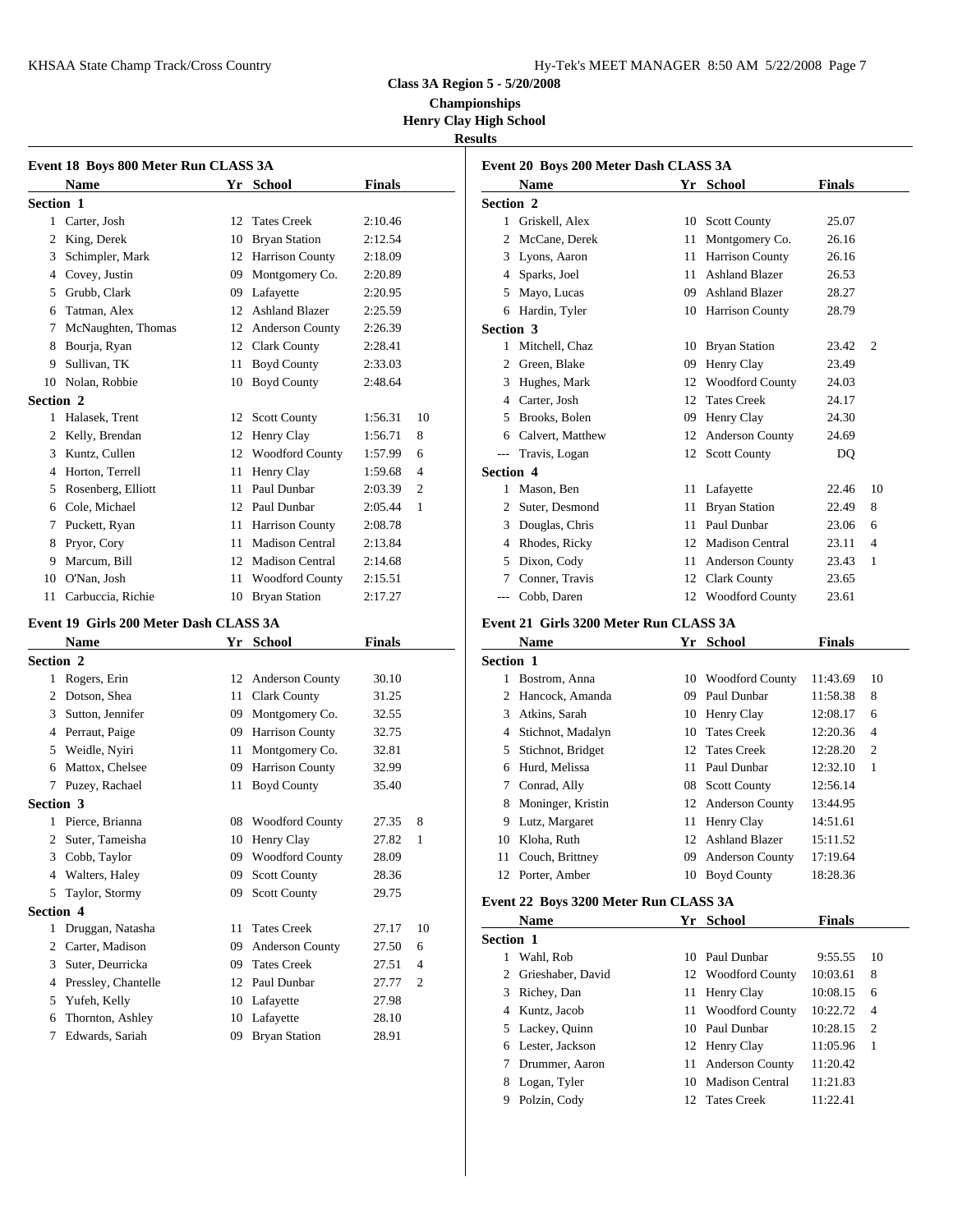**Class 3A Region 5 - 5/20/2008**

**Championships**

**Henry Clay High School**

**Results**

### Event 18 Boys 800 Meter Run CLASS 3A

| | Name | Yr | School | Finals | |
|---|---|---|---|---|---|
| **Section 1** | | | | | |
| 1 | Carter, Josh | 12 | Tates Creek | 2:10.46 | |
| 2 | King, Derek | 10 | Bryan Station | 2:12.54 | |
| 3 | Schimpler, Mark | 12 | Harrison County | 2:18.09 | |
| 4 | Covey, Justin | 09 | Montgomery Co. | 2:20.89 | |
| 5 | Grubb, Clark | 09 | Lafayette | 2:20.95 | |
| 6 | Tatman, Alex | 12 | Ashland Blazer | 2:25.59 | |
| 7 | McNaughten, Thomas | 12 | Anderson County | 2:26.39 | |
| 8 | Bourja, Ryan | 12 | Clark County | 2:28.41 | |
| 9 | Sullivan, TK | 11 | Boyd County | 2:33.03 | |
| 10 | Nolan, Robbie | 10 | Boyd County | 2:48.64 | |
| **Section 2** | | | | | |
| 1 | Halasek, Trent | 12 | Scott County | 1:56.31 | 10 |
| 2 | Kelly, Brendan | 12 | Henry Clay | 1:56.71 | 8 |
| 3 | Kuntz, Cullen | 12 | Woodford County | 1:57.99 | 6 |
| 4 | Horton, Terrell | 11 | Henry Clay | 1:59.68 | 4 |
| 5 | Rosenberg, Elliott | 11 | Paul Dunbar | 2:03.39 | 2 |
| 6 | Cole, Michael | 12 | Paul Dunbar | 2:05.44 | 1 |
| 7 | Puckett, Ryan | 11 | Harrison County | 2:08.78 | |
| 8 | Pryor, Cory | 11 | Madison Central | 2:13.84 | |
| 9 | Marcum, Bill | 12 | Madison Central | 2:14.68 | |
| 10 | O'Nan, Josh | 11 | Woodford County | 2:15.51 | |
| 11 | Carbuccia, Richie | 10 | Bryan Station | 2:17.27 | |

### Event 19 Girls 200 Meter Dash CLASS 3A

| | Name | Yr | School | Finals | |
|---|---|---|---|---|---|
| **Section 2** | | | | | |
| 1 | Rogers, Erin | 12 | Anderson County | 30.10 | |
| 2 | Dotson, Shea | 11 | Clark County | 31.25 | |
| 3 | Sutton, Jennifer | 09 | Montgomery Co. | 32.55 | |
| 4 | Perraut, Paige | 09 | Harrison County | 32.75 | |
| 5 | Weidle, Nyiri | 11 | Montgomery Co. | 32.81 | |
| 6 | Mattox, Chelsee | 09 | Harrison County | 32.99 | |
| 7 | Puzey, Rachael | 11 | Boyd County | 35.40 | |
| **Section 3** | | | | | |
| 1 | Pierce, Brianna | 08 | Woodford County | 27.35 | 8 |
| 2 | Suter, Tameisha | 10 | Henry Clay | 27.82 | 1 |
| 3 | Cobb, Taylor | 09 | Woodford County | 28.09 | |
| 4 | Walters, Haley | 09 | Scott County | 28.36 | |
| 5 | Taylor, Stormy | 09 | Scott County | 29.75 | |
| **Section 4** | | | | | |
| 1 | Druggan, Natasha | 11 | Tates Creek | 27.17 | 10 |
| 2 | Carter, Madison | 09 | Anderson County | 27.50 | 6 |
| 3 | Suter, Deurricka | 09 | Tates Creek | 27.51 | 4 |
| 4 | Pressley, Chantelle | 12 | Paul Dunbar | 27.77 | 2 |
| 5 | Yufeh, Kelly | 10 | Lafayette | 27.98 | |
| 6 | Thornton, Ashley | 10 | Lafayette | 28.10 | |
| 7 | Edwards, Sariah | 09 | Bryan Station | 28.91 | |

### Event 20 Boys 200 Meter Dash CLASS 3A

| | Name | Yr | School | Finals | |
|---|---|---|---|---|---|
| **Section 2** | | | | | |
| 1 | Griskell, Alex | 10 | Scott County | 25.07 | |
| 2 | McCane, Derek | 11 | Montgomery Co. | 26.16 | |
| 3 | Lyons, Aaron | 11 | Harrison County | 26.16 | |
| 4 | Sparks, Joel | 11 | Ashland Blazer | 26.53 | |
| 5 | Mayo, Lucas | 09 | Ashland Blazer | 28.27 | |
| 6 | Hardin, Tyler | 10 | Harrison County | 28.79 | |
| **Section 3** | | | | | |
| 1 | Mitchell, Chaz | 10 | Bryan Station | 23.42 | 2 |
| 2 | Green, Blake | 09 | Henry Clay | 23.49 | |
| 3 | Hughes, Mark | 12 | Woodford County | 24.03 | |
| 4 | Carter, Josh | 12 | Tates Creek | 24.17 | |
| 5 | Brooks, Bolen | 09 | Henry Clay | 24.30 | |
| 6 | Calvert, Matthew | 12 | Anderson County | 24.69 | |
| --- | Travis, Logan | 12 | Scott County | DQ | |
| **Section 4** | | | | | |
| 1 | Mason, Ben | 11 | Lafayette | 22.46 | 10 |
| 2 | Suter, Desmond | 11 | Bryan Station | 22.49 | 8 |
| 3 | Douglas, Chris | 11 | Paul Dunbar | 23.06 | 6 |
| 4 | Rhodes, Ricky | 12 | Madison Central | 23.11 | 4 |
| 5 | Dixon, Cody | 11 | Anderson County | 23.43 | 1 |
| 7 | Conner, Travis | 12 | Clark County | 23.65 | |
| --- | Cobb, Daren | 12 | Woodford County | 23.61 | |

### Event 21 Girls 3200 Meter Run CLASS 3A

| | Name | Yr | School | Finals | |
|---|---|---|---|---|---|
| **Section 1** | | | | | |
| 1 | Bostrom, Anna | 10 | Woodford County | 11:43.69 | 10 |
| 2 | Hancock, Amanda | 09 | Paul Dunbar | 11:58.38 | 8 |
| 3 | Atkins, Sarah | 10 | Henry Clay | 12:08.17 | 6 |
| 4 | Stichnot, Madalyn | 10 | Tates Creek | 12:20.36 | 4 |
| 5 | Stichnot, Bridget | 12 | Tates Creek | 12:28.20 | 2 |
| 6 | Hurd, Melissa | 11 | Paul Dunbar | 12:32.10 | 1 |
| 7 | Conrad, Ally | 08 | Scott County | 12:56.14 | |
| 8 | Moninger, Kristin | 12 | Anderson County | 13:44.95 | |
| 9 | Lutz, Margaret | 11 | Henry Clay | 14:51.61 | |
| 10 | Kloha, Ruth | 12 | Ashland Blazer | 15:11.52 | |
| 11 | Couch, Brittney | 09 | Anderson County | 17:19.64 | |
| 12 | Porter, Amber | 10 | Boyd County | 18:28.36 | |

### Event 22 Boys 3200 Meter Run CLASS 3A

| | Name | Yr | School | Finals | |
|---|---|---|---|---|---|
| **Section 1** | | | | | |
| 1 | Wahl, Rob | 10 | Paul Dunbar | 9:55.55 | 10 |
| 2 | Grieshaber, David | 12 | Woodford County | 10:03.61 | 8 |
| 3 | Richey, Dan | 11 | Henry Clay | 10:08.15 | 6 |
| 4 | Kuntz, Jacob | 11 | Woodford County | 10:22.72 | 4 |
| 5 | Lackey, Quinn | 10 | Paul Dunbar | 10:28.15 | 2 |
| 6 | Lester, Jackson | 12 | Henry Clay | 11:05.96 | 1 |
| 7 | Drummer, Aaron | 11 | Anderson County | 11:20.42 | |
| 8 | Logan, Tyler | 10 | Madison Central | 11:21.83 | |
| 9 | Polzin, Cody | 12 | Tates Creek | 11:22.41 | |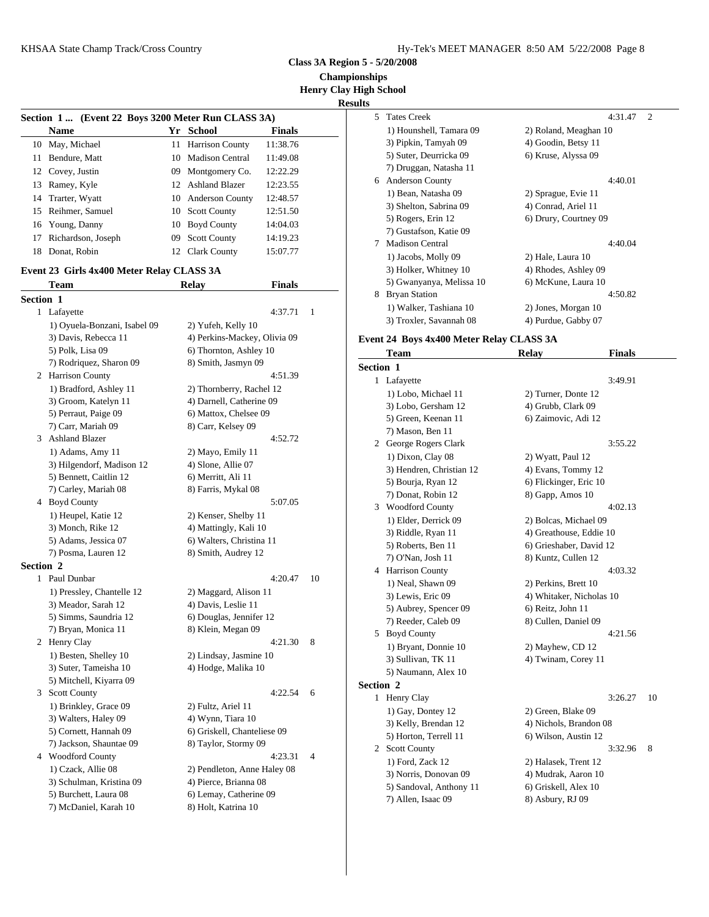**Class 3A Region 5 - 5/20/2008**

**Championships**

**Henry Clay High School**

**Results**

### Section 1 ... (Event 22 Boys 3200 Meter Run CLASS 3A)

| | Name | Yr | School | Finals |
|---|---|---|---|---|
| 10 | May, Michael | 11 | Harrison County | 11:38.76 |
| 11 | Bendure, Matt | 10 | Madison Central | 11:49.08 |
| 12 | Covey, Justin | 09 | Montgomery Co. | 12:22.29 |
| 13 | Ramey, Kyle | 12 | Ashland Blazer | 12:23.55 |
| 14 | Trarter, Wyatt | 10 | Anderson County | 12:48.57 |
| 15 | Reihmer, Samuel | 10 | Scott County | 12:51.50 |
| 16 | Young, Danny | 10 | Boyd County | 14:04.03 |
| 17 | Richardson, Joseph | 09 | Scott County | 14:19.23 |
| 18 | Donat, Robin | 12 | Clark County | 15:07.77 |

### Event 23 Girls 4x400 Meter Relay CLASS 3A

| | Team | Relay | Finals | |
|---|---|---|---|---|

**Section 1**

1 Lafayette — 4:37.71 — 1
- 1) Oyuela-Bonzani, Isabel 09
- 2) Yufeh, Kelly 10
- 3) Davis, Rebecca 11
- 4) Perkins-Mackey, Olivia 09
- 5) Polk, Lisa 09
- 6) Thornton, Ashley 10
- 7) Rodriquez, Sharon 09
- 8) Smith, Jasmyn 09

2 Harrison County — 4:51.39
- 1) Bradford, Ashley 11
- 2) Thornberry, Rachel 12
- 3) Groom, Katelyn 11
- 4) Darnell, Catherine 09
- 5) Perraut, Paige 09
- 6) Mattox, Chelsee 09
- 7) Carr, Mariah 09
- 8) Carr, Kelsey 09

3 Ashland Blazer — 4:52.72
- 1) Adams, Amy 11
- 2) Mayo, Emily 11
- 3) Hilgendorf, Madison 12
- 4) Slone, Allie 07
- 5) Bennett, Caitlin 12
- 6) Merritt, Ali 11
- 7) Carley, Mariah 08
- 8) Farris, Mykal 08

4 Boyd County — 5:07.05
- 1) Heupel, Katie 12
- 2) Kenser, Shelby 11
- 3) Monch, Rike 12
- 4) Mattingly, Kali 10
- 5) Adams, Jessica 07
- 6) Walters, Christina 11
- 7) Posma, Lauren 12
- 8) Smith, Audrey 12

**Section 2**

1 Paul Dunbar — 4:20.47 — 10
- 1) Pressley, Chantelle 12
- 2) Maggard, Alison 11
- 3) Meador, Sarah 12
- 4) Davis, Leslie 11
- 5) Simms, Saundria 12
- 6) Douglas, Jennifer 12
- 7) Bryan, Monica 11
- 8) Klein, Megan 09

2 Henry Clay — 4:21.30 — 8
- 1) Besten, Shelley 10
- 2) Lindsay, Jasmine 10
- 3) Suter, Tameisha 10
- 4) Hodge, Malika 10
- 5) Mitchell, Kiyarra 09

3 Scott County — 4:22.54 — 6
- 1) Brinkley, Grace 09
- 2) Fultz, Ariel 11
- 3) Walters, Haley 09
- 4) Wynn, Tiara 10
- 5) Cornett, Hannah 09
- 6) Griskell, Chanteliese 09
- 7) Jackson, Shauntae 09
- 8) Taylor, Stormy 09

4 Woodford County — 4:23.31 — 4
- 1) Czack, Allie 08
- 2) Pendleton, Anne Haley 08
- 3) Schulman, Kristina 09
- 4) Pierce, Brianna 08
- 5) Burchett, Laura 08
- 6) Lemay, Catherine 09
- 7) McDaniel, Karah 10
- 8) Holt, Katrina 10

5 Tates Creek — 4:31.47 — 2
- 1) Hounshell, Tamara 09
- 2) Roland, Meaghan 10
- 3) Pipkin, Tamyah 09
- 4) Goodin, Betsy 11
- 5) Suter, Deurricka 09
- 6) Kruse, Alyssa 09
- 7) Druggan, Natasha 11

6 Anderson County — 4:40.01
- 1) Bean, Natasha 09
- 2) Sprague, Evie 11
- 3) Shelton, Sabrina 09
- 4) Conrad, Ariel 11
- 5) Rogers, Erin 12
- 6) Drury, Courtney 09
- 7) Gustafson, Katie 09

7 Madison Central — 4:40.04
- 1) Jacobs, Molly 09
- 2) Hale, Laura 10
- 3) Holker, Whitney 10
- 4) Rhodes, Ashley 09
- 5) Gwanyanya, Melissa 10
- 6) McKune, Laura 10

8 Bryan Station — 4:50.82
- 1) Walker, Tashiana 10
- 2) Jones, Morgan 10
- 3) Troxler, Savannah 08
- 4) Purdue, Gabby 07

### Event 24 Boys 4x400 Meter Relay CLASS 3A

| | Team | Relay | Finals | |
|---|---|---|---|---|

**Section 1**

1 Lafayette — 3:49.91
- 1) Lobo, Michael 11
- 2) Turner, Donte 12
- 3) Lobo, Gersham 12
- 4) Grubb, Clark 09
- 5) Green, Keenan 11
- 6) Zaimovic, Adi 12
- 7) Mason, Ben 11

2 George Rogers Clark — 3:55.22
- 1) Dixon, Clay 08
- 2) Wyatt, Paul 12
- 3) Hendren, Christian 12
- 4) Evans, Tommy 12
- 5) Bourja, Ryan 12
- 6) Flickinger, Eric 10
- 7) Donat, Robin 12
- 8) Gapp, Amos 10

3 Woodford County — 4:02.13
- 1) Elder, Derrick 09
- 2) Bolcas, Michael 09
- 3) Riddle, Ryan 11
- 4) Greathouse, Eddie 10
- 5) Roberts, Ben 11
- 6) Grieshaber, David 12
- 7) O'Nan, Josh 11
- 8) Kuntz, Cullen 12

4 Harrison County — 4:03.32
- 1) Neal, Shawn 09
- 2) Perkins, Brett 10
- 3) Lewis, Eric 09
- 4) Whitaker, Nicholas 10
- 5) Aubrey, Spencer 09
- 6) Reitz, John 11
- 7) Reeder, Caleb 09
- 8) Cullen, Daniel 09

5 Boyd County — 4:21.56
- 1) Bryant, Donnie 10
- 2) Mayhew, CD 12
- 3) Sullivan, TK 11
- 4) Twinam, Corey 11
- 5) Naumann, Alex 10

**Section 2**

1 Henry Clay — 3:26.27 — 10
- 1) Gay, Dontey 12
- 2) Green, Blake 09
- 3) Kelly, Brendan 12
- 4) Nichols, Brandon 08
- 5) Horton, Terrell 11
- 6) Wilson, Austin 12

2 Scott County — 3:32.96 — 8
- 1) Ford, Zack 12
- 2) Halasek, Trent 12
- 3) Norris, Donovan 09
- 4) Mudrak, Aaron 10
- 5) Sandoval, Anthony 11
- 6) Griskell, Alex 10
- 7) Allen, Isaac 09
- 8) Asbury, RJ 09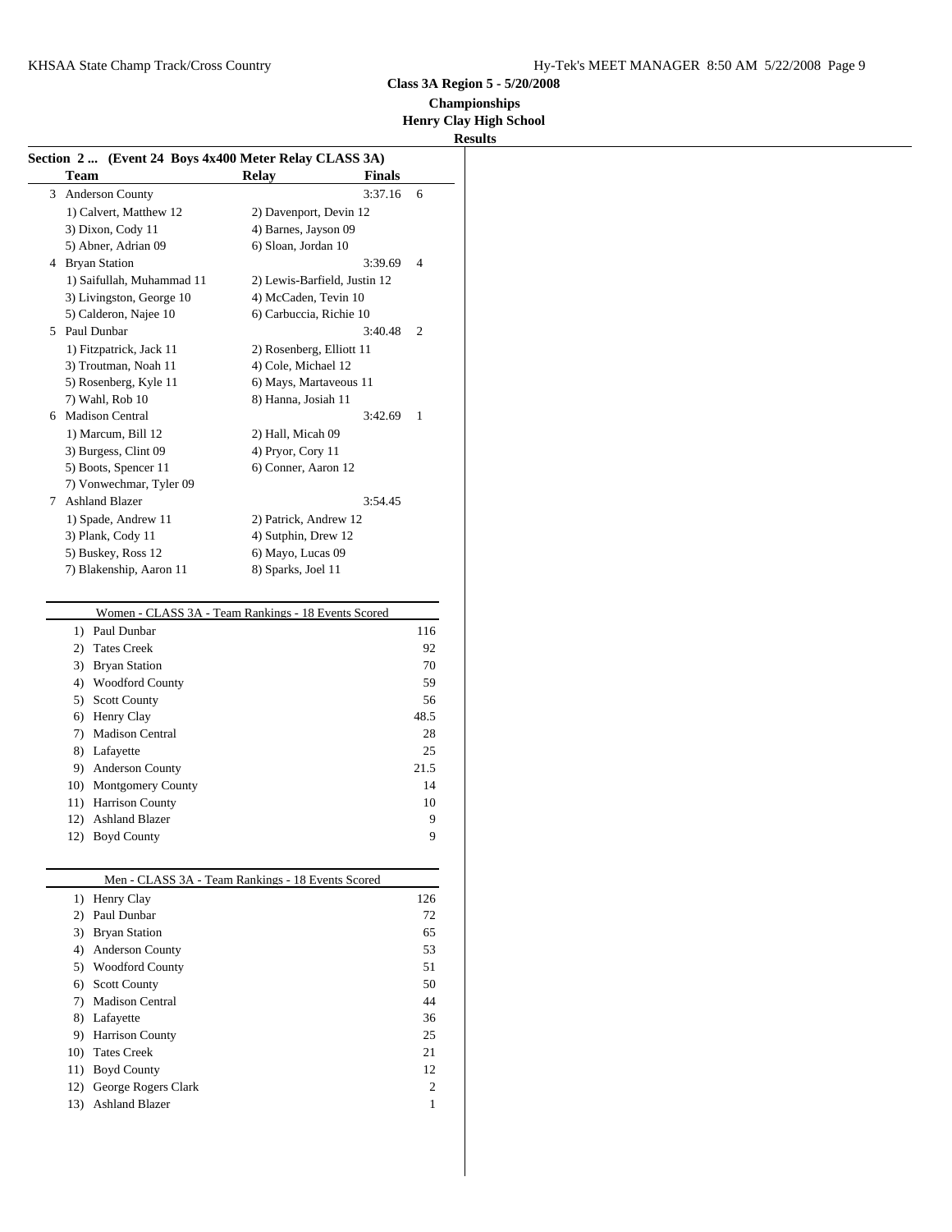**Class 3A Region 5 - 5/20/2008**

**Championships**

**Henry Clay High School**

**Results**

**Section 2 ... (Event 24 Boys 4x400 Meter Relay CLASS 3A)**

| | Team | Relay | Finals | |
|---|---|---|---|---|
| 3 | Anderson County | | 3:37.16 | 6 |
| | 1) Calvert, Matthew 12 | 2) Davenport, Devin 12 | | |
| | 3) Dixon, Cody 11 | 4) Barnes, Jayson 09 | | |
| | 5) Abner, Adrian 09 | 6) Sloan, Jordan 10 | | |
| 4 | Bryan Station | | 3:39.69 | 4 |
| | 1) Saifullah, Muhammad 11 | 2) Lewis-Barfield, Justin 12 | | |
| | 3) Livingston, George 10 | 4) McCaden, Tevin 10 | | |
| | 5) Calderon, Najee 10 | 6) Carbuccia, Richie 10 | | |
| 5 | Paul Dunbar | | 3:40.48 | 2 |
| | 1) Fitzpatrick, Jack 11 | 2) Rosenberg, Elliott 11 | | |
| | 3) Troutman, Noah 11 | 4) Cole, Michael 12 | | |
| | 5) Rosenberg, Kyle 11 | 6) Mays, Martaveous 11 | | |
| | 7) Wahl, Rob 10 | 8) Hanna, Josiah 11 | | |
| 6 | Madison Central | | 3:42.69 | 1 |
| | 1) Marcum, Bill 12 | 2) Hall, Micah 09 | | |
| | 3) Burgess, Clint 09 | 4) Pryor, Cory 11 | | |
| | 5) Boots, Spencer 11 | 6) Conner, Aaron 12 | | |
| | 7) Vonwechmar, Tyler 09 | | | |
| 7 | Ashland Blazer | | 3:54.45 | |
| | 1) Spade, Andrew 11 | 2) Patrick, Andrew 12 | | |
| | 3) Plank, Cody 11 | 4) Sutphin, Drew 12 | | |
| | 5) Buskey, Ross 12 | 6) Mayo, Lucas 09 | | |
| | 7) Blakenship, Aaron 11 | 8) Sparks, Joel 11 | | |

**Women - CLASS 3A - Team Rankings - 18 Events Scored**

| | | |
|---|---|---|
| 1) | Paul Dunbar | 116 |
| 2) | Tates Creek | 92 |
| 3) | Bryan Station | 70 |
| 4) | Woodford County | 59 |
| 5) | Scott County | 56 |
| 6) | Henry Clay | 48.5 |
| 7) | Madison Central | 28 |
| 8) | Lafayette | 25 |
| 9) | Anderson County | 21.5 |
| 10) | Montgomery County | 14 |
| 11) | Harrison County | 10 |
| 12) | Ashland Blazer | 9 |
| 12) | Boyd County | 9 |

**Men - CLASS 3A - Team Rankings - 18 Events Scored**

| | | |
|---|---|---|
| 1) | Henry Clay | 126 |
| 2) | Paul Dunbar | 72 |
| 3) | Bryan Station | 65 |
| 4) | Anderson County | 53 |
| 5) | Woodford County | 51 |
| 6) | Scott County | 50 |
| 7) | Madison Central | 44 |
| 8) | Lafayette | 36 |
| 9) | Harrison County | 25 |
| 10) | Tates Creek | 21 |
| 11) | Boyd County | 12 |
| 12) | George Rogers Clark | 2 |
| 13) | Ashland Blazer | 1 |